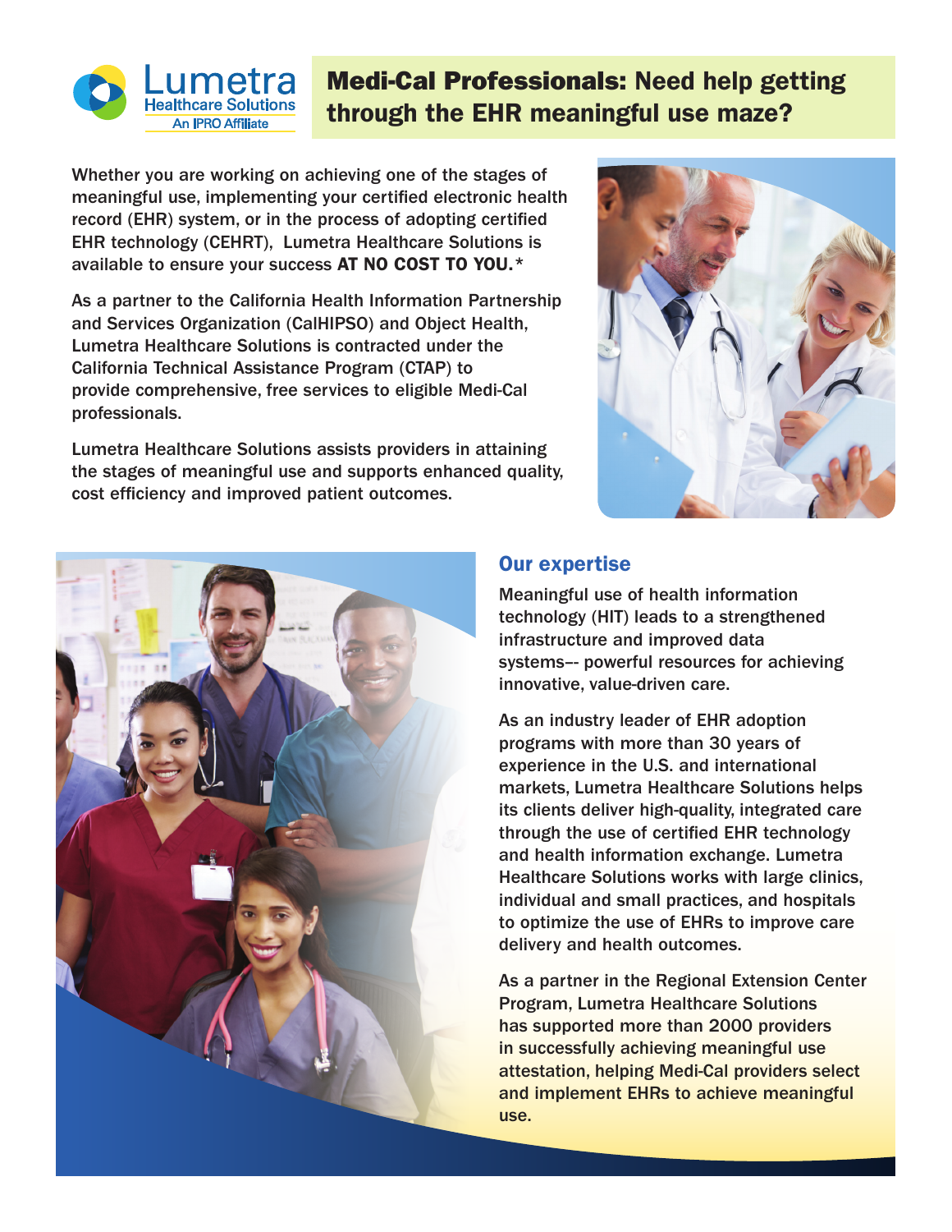Lumetra Healthcare Solutions
An IPRO Affiliate

# **Medi-Cal Professionals:** Need help getting through the EHR meaningful use maze?

Whether you are working on achieving one of the stages of meaningful use, implementing your certified electronic health record (EHR) system, or in the process of adopting certified EHR technology (CEHRT), Lumetra Healthcare Solutions is available to ensure your success **AT NO COST TO YOU.***

As a partner to the California Health Information Partnership and Services Organization (CalHIPSO) and Object Health, Lumetra Healthcare Solutions is contracted under the California Technical Assistance Program (CTAP) to provide comprehensive, free services to eligible Medi-Cal professionals.

Lumetra Healthcare Solutions assists providers in attaining the stages of meaningful use and supports enhanced quality, cost efficiency and improved patient outcomes.

## Our expertise

Meaningful use of health information technology (HIT) leads to a strengthened infrastructure and improved data systems–- powerful resources for achieving innovative, value-driven care.

As an industry leader of EHR adoption programs with more than 30 years of experience in the U.S. and international markets, Lumetra Healthcare Solutions helps its clients deliver high-quality, integrated care through the use of certified EHR technology and health information exchange. Lumetra Healthcare Solutions works with large clinics, individual and small practices, and hospitals to optimize the use of EHRs to improve care delivery and health outcomes.

As a partner in the Regional Extension Center Program, Lumetra Healthcare Solutions has supported more than 2000 providers in successfully achieving meaningful use attestation, helping Medi-Cal providers select and implement EHRs to achieve meaningful use.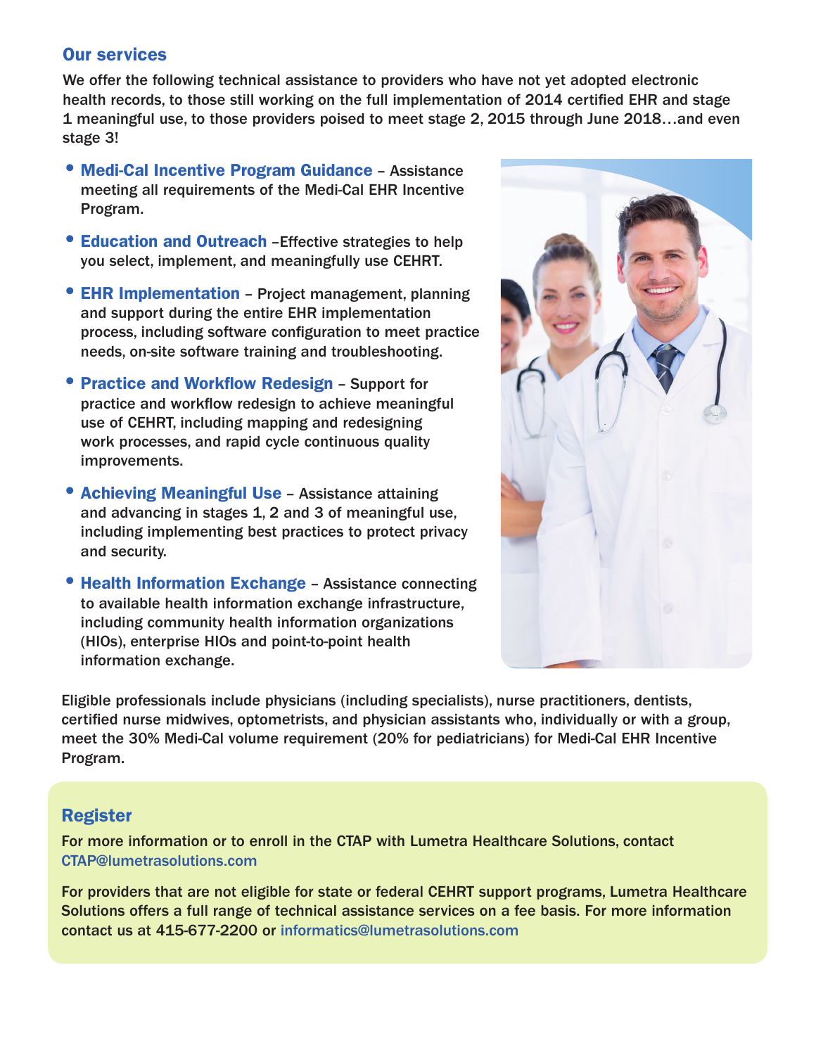## Our services

We offer the following technical assistance to providers who have not yet adopted electronic health records, to those still working on the full implementation of 2014 certified EHR and stage 1 meaningful use, to those providers poised to meet stage 2, 2015 through June 2018…and even stage 3!

- **Medi-Cal Incentive Program Guidance** – Assistance meeting all requirements of the Medi-Cal EHR Incentive Program.
- **Education and Outreach** –Effective strategies to help you select, implement, and meaningfully use CEHRT.
- **EHR Implementation** – Project management, planning and support during the entire EHR implementation process, including software configuration to meet practice needs, on-site software training and troubleshooting.
- **Practice and Workflow Redesign** – Support for practice and workflow redesign to achieve meaningful use of CEHRT, including mapping and redesigning work processes, and rapid cycle continuous quality improvements.
- **Achieving Meaningful Use** – Assistance attaining and advancing in stages 1, 2 and 3 of meaningful use, including implementing best practices to protect privacy and security.
- **Health Information Exchange** – Assistance connecting to available health information exchange infrastructure, including community health information organizations (HIOs), enterprise HIOs and point-to-point health information exchange.

Eligible professionals include physicians (including specialists), nurse practitioners, dentists, certified nurse midwives, optometrists, and physician assistants who, individually or with a group, meet the 30% Medi-Cal volume requirement (20% for pediatricians) for Medi-Cal EHR Incentive Program.

## Register

For more information or to enroll in the CTAP with Lumetra Healthcare Solutions, contact CTAP@lumetrasolutions.com

For providers that are not eligible for state or federal CEHRT support programs, Lumetra Healthcare Solutions offers a full range of technical assistance services on a fee basis. For more information contact us at 415-677-2200 or informatics@lumetrasolutions.com